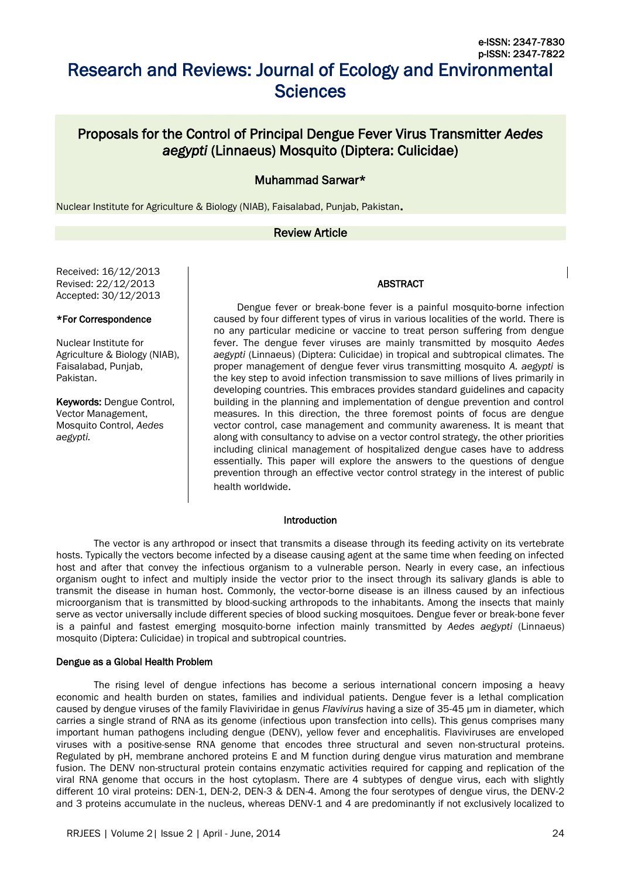e-ISSN: 2347-7830
p-ISSN: 2347-7822

# Research and Reviews: Journal of Ecology and Environmental Sciences

## Proposals for the Control of Principal Dengue Fever Virus Transmitter *Aedes aegypti* (Linnaeus) Mosquito (Diptera: Culicidae)

### Muhammad Sarwar*

Nuclear Institute for Agriculture & Biology (NIAB), Faisalabad, Punjab, Pakistan.

### Review Article

Received: 16/12/2013
Revised: 22/12/2013
Accepted: 30/12/2013

**\*For Correspondence**

Nuclear Institute for Agriculture & Biology (NIAB), Faisalabad, Punjab, Pakistan.

**Keywords:** Dengue Control, Vector Management, Mosquito Control, *Aedes aegypti.*

#### ABSTRACT

Dengue fever or break-bone fever is a painful mosquito-borne infection caused by four different types of virus in various localities of the world. There is no any particular medicine or vaccine to treat person suffering from dengue fever. The dengue fever viruses are mainly transmitted by mosquito *Aedes aegypti* (Linnaeus) (Diptera: Culicidae) in tropical and subtropical climates. The proper management of dengue fever virus transmitting mosquito *A. aegypti* is the key step to avoid infection transmission to save millions of lives primarily in developing countries. This embraces provides standard guidelines and capacity building in the planning and implementation of dengue prevention and control measures. In this direction, the three foremost points of focus are dengue vector control, case management and community awareness. It is meant that along with consultancy to advise on a vector control strategy, the other priorities including clinical management of hospitalized dengue cases have to address essentially. This paper will explore the answers to the questions of dengue prevention through an effective vector control strategy in the interest of public health worldwide.

#### Introduction

The vector is any arthropod or insect that transmits a disease through its feeding activity on its vertebrate hosts. Typically the vectors become infected by a disease causing agent at the same time when feeding on infected host and after that convey the infectious organism to a vulnerable person. Nearly in every case, an infectious organism ought to infect and multiply inside the vector prior to the insect through its salivary glands is able to transmit the disease in human host. Commonly, the vector-borne disease is an illness caused by an infectious microorganism that is transmitted by blood-sucking arthropods to the inhabitants. Among the insects that mainly serve as vector universally include different species of blood sucking mosquitoes. Dengue fever or break-bone fever is a painful and fastest emerging mosquito-borne infection mainly transmitted by *Aedes aegypti* (Linnaeus) mosquito (Diptera: Culicidae) in tropical and subtropical countries.

#### Dengue as a Global Health Problem

The rising level of dengue infections has become a serious international concern imposing a heavy economic and health burden on states, families and individual patients. Dengue fever is a lethal complication caused by dengue viruses of the family Flaviviridae in genus *Flavivirus* having a size of 35-45 μm in diameter, which carries a single strand of RNA as its genome (infectious upon transfection into cells). This genus comprises many important human pathogens including dengue (DENV), yellow fever and encephalitis. Flaviviruses are enveloped viruses with a positive-sense RNA genome that encodes three structural and seven non-structural proteins. Regulated by pH, membrane anchored proteins E and M function during dengue virus maturation and membrane fusion. The DENV non-structural protein contains enzymatic activities required for capping and replication of the viral RNA genome that occurs in the host cytoplasm. There are 4 subtypes of dengue virus, each with slightly different 10 viral proteins: DEN-1, DEN-2, DEN-3 & DEN-4. Among the four serotypes of dengue virus, the DENV-2 and 3 proteins accumulate in the nucleus, whereas DENV-1 and 4 are predominantly if not exclusively localized to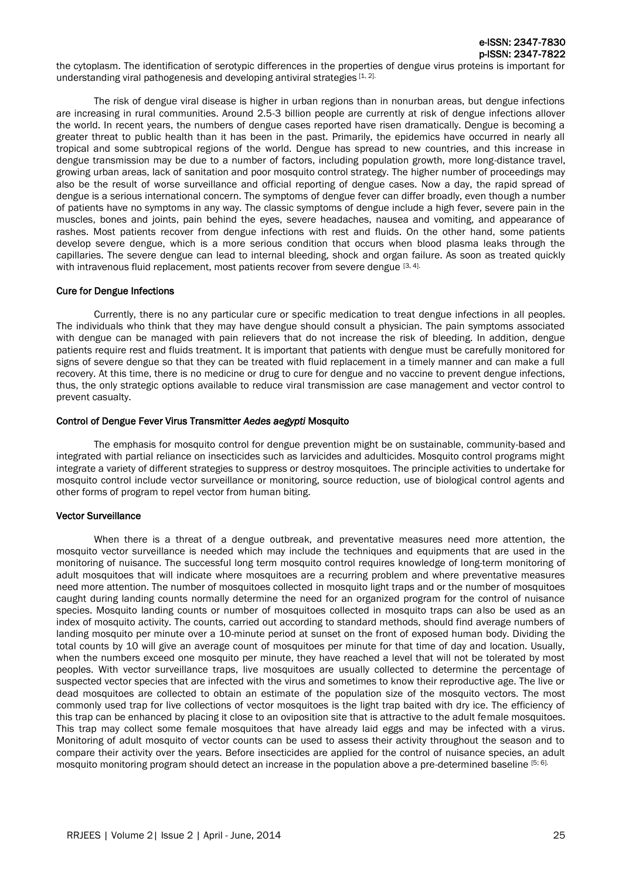the cytoplasm. The identification of serotypic differences in the properties of dengue virus proteins is important for understanding viral pathogenesis and developing antiviral strategies [1, 2].

The risk of dengue viral disease is higher in urban regions than in nonurban areas, but dengue infections are increasing in rural communities. Around 2.5-3 billion people are currently at risk of dengue infections allover the world. In recent years, the numbers of dengue cases reported have risen dramatically. Dengue is becoming a greater threat to public health than it has been in the past. Primarily, the epidemics have occurred in nearly all tropical and some subtropical regions of the world. Dengue has spread to new countries, and this increase in dengue transmission may be due to a number of factors, including population growth, more long-distance travel, growing urban areas, lack of sanitation and poor mosquito control strategy. The higher number of proceedings may also be the result of worse surveillance and official reporting of dengue cases. Now a day, the rapid spread of dengue is a serious international concern. The symptoms of dengue fever can differ broadly, even though a number of patients have no symptoms in any way. The classic symptoms of dengue include a high fever, severe pain in the muscles, bones and joints, pain behind the eyes, severe headaches, nausea and vomiting, and appearance of rashes. Most patients recover from dengue infections with rest and fluids. On the other hand, some patients develop severe dengue, which is a more serious condition that occurs when blood plasma leaks through the capillaries. The severe dengue can lead to internal bleeding, shock and organ failure. As soon as treated quickly with intravenous fluid replacement, most patients recover from severe dengue [3, 4].

### Cure for Dengue Infections

Currently, there is no any particular cure or specific medication to treat dengue infections in all peoples. The individuals who think that they may have dengue should consult a physician. The pain symptoms associated with dengue can be managed with pain relievers that do not increase the risk of bleeding. In addition, dengue patients require rest and fluids treatment. It is important that patients with dengue must be carefully monitored for signs of severe dengue so that they can be treated with fluid replacement in a timely manner and can make a full recovery. At this time, there is no medicine or drug to cure for dengue and no vaccine to prevent dengue infections, thus, the only strategic options available to reduce viral transmission are case management and vector control to prevent casualty.

### Control of Dengue Fever Virus Transmitter *Aedes aegypti* Mosquito

The emphasis for mosquito control for dengue prevention might be on sustainable, community-based and integrated with partial reliance on insecticides such as larvicides and adulticides. Mosquito control programs might integrate a variety of different strategies to suppress or destroy mosquitoes. The principle activities to undertake for mosquito control include vector surveillance or monitoring, source reduction, use of biological control agents and other forms of program to repel vector from human biting.

### Vector Surveillance

When there is a threat of a dengue outbreak, and preventative measures need more attention, the mosquito vector surveillance is needed which may include the techniques and equipments that are used in the monitoring of nuisance. The successful long term mosquito control requires knowledge of long-term monitoring of adult mosquitoes that will indicate where mosquitoes are a recurring problem and where preventative measures need more attention. The number of mosquitoes collected in mosquito light traps and or the number of mosquitoes caught during landing counts normally determine the need for an organized program for the control of nuisance species. Mosquito landing counts or number of mosquitoes collected in mosquito traps can also be used as an index of mosquito activity. The counts, carried out according to standard methods, should find average numbers of landing mosquito per minute over a 10-minute period at sunset on the front of exposed human body. Dividing the total counts by 10 will give an average count of mosquitoes per minute for that time of day and location. Usually, when the numbers exceed one mosquito per minute, they have reached a level that will not be tolerated by most peoples. With vector surveillance traps, live mosquitoes are usually collected to determine the percentage of suspected vector species that are infected with the virus and sometimes to know their reproductive age. The live or dead mosquitoes are collected to obtain an estimate of the population size of the mosquito vectors. The most commonly used trap for live collections of vector mosquitoes is the light trap baited with dry ice. The efficiency of this trap can be enhanced by placing it close to an oviposition site that is attractive to the adult female mosquitoes. This trap may collect some female mosquitoes that have already laid eggs and may be infected with a virus. Monitoring of adult mosquito of vector counts can be used to assess their activity throughout the season and to compare their activity over the years. Before insecticides are applied for the control of nuisance species, an adult mosquito monitoring program should detect an increase in the population above a pre-determined baseline [5; 6].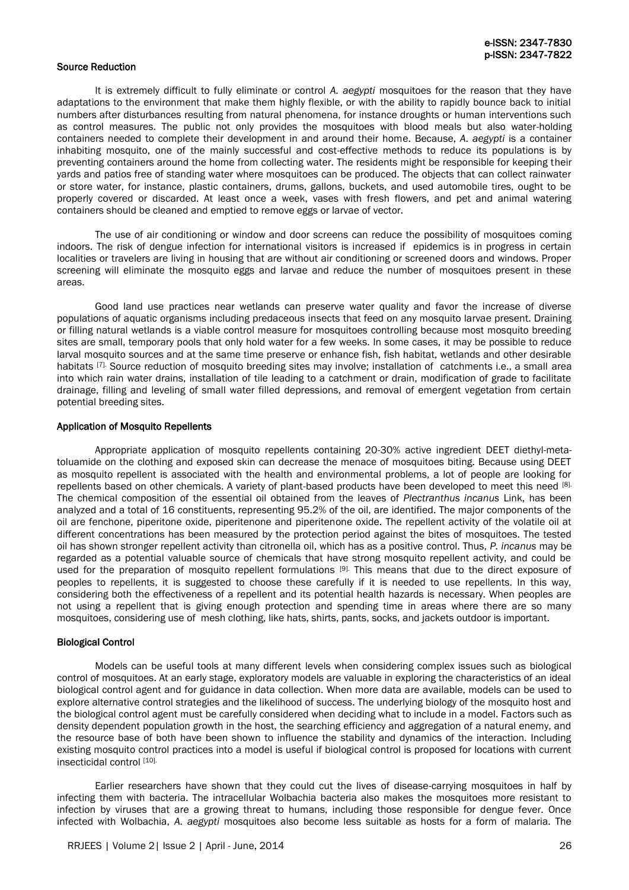### Source Reduction

It is extremely difficult to fully eliminate or control *A. aegypti* mosquitoes for the reason that they have adaptations to the environment that make them highly flexible, or with the ability to rapidly bounce back to initial numbers after disturbances resulting from natural phenomena, for instance droughts or human interventions such as control measures. The public not only provides the mosquitoes with blood meals but also water-holding containers needed to complete their development in and around their home. Because, *A. aegypti* is a container inhabiting mosquito, one of the mainly successful and cost-effective methods to reduce its populations is by preventing containers around the home from collecting water. The residents might be responsible for keeping their yards and patios free of standing water where mosquitoes can be produced. The objects that can collect rainwater or store water, for instance, plastic containers, drums, gallons, buckets, and used automobile tires, ought to be properly covered or discarded. At least once a week, vases with fresh flowers, and pet and animal watering containers should be cleaned and emptied to remove eggs or larvae of vector.

The use of air conditioning or window and door screens can reduce the possibility of mosquitoes coming indoors. The risk of dengue infection for international visitors is increased if epidemics is in progress in certain localities or travelers are living in housing that are without air conditioning or screened doors and windows. Proper screening will eliminate the mosquito eggs and larvae and reduce the number of mosquitoes present in these areas.

Good land use practices near wetlands can preserve water quality and favor the increase of diverse populations of aquatic organisms including predaceous insects that feed on any mosquito larvae present. Draining or filling natural wetlands is a viable control measure for mosquitoes controlling because most mosquito breeding sites are small, temporary pools that only hold water for a few weeks. In some cases, it may be possible to reduce larval mosquito sources and at the same time preserve or enhance fish, fish habitat, wetlands and other desirable habitats [7]. Source reduction of mosquito breeding sites may involve; installation of catchments i.e., a small area into which rain water drains, installation of tile leading to a catchment or drain, modification of grade to facilitate drainage, filling and leveling of small water filled depressions, and removal of emergent vegetation from certain potential breeding sites.

### Application of Mosquito Repellents

Appropriate application of mosquito repellents containing 20-30% active ingredient DEET diethyl-meta-toluamide on the clothing and exposed skin can decrease the menace of mosquitoes biting. Because using DEET as mosquito repellent is associated with the health and environmental problems, a lot of people are looking for repellents based on other chemicals. A variety of plant-based products have been developed to meet this need [8]. The chemical composition of the essential oil obtained from the leaves of *Plectranthus incanus* Link, has been analyzed and a total of 16 constituents, representing 95.2% of the oil, are identified. The major components of the oil are fenchone, piperitone oxide, piperitenone and piperitenone oxide. The repellent activity of the volatile oil at different concentrations has been measured by the protection period against the bites of mosquitoes. The tested oil has shown stronger repellent activity than citronella oil, which has as a positive control. Thus, *P. incanus* may be regarded as a potential valuable source of chemicals that have strong mosquito repellent activity, and could be used for the preparation of mosquito repellent formulations [9]. This means that due to the direct exposure of peoples to repellents, it is suggested to choose these carefully if it is needed to use repellents. In this way, considering both the effectiveness of a repellent and its potential health hazards is necessary. When peoples are not using a repellent that is giving enough protection and spending time in areas where there are so many mosquitoes, considering use of mesh clothing, like hats, shirts, pants, socks, and jackets outdoor is important.

### Biological Control

Models can be useful tools at many different levels when considering complex issues such as biological control of mosquitoes. At an early stage, exploratory models are valuable in exploring the characteristics of an ideal biological control agent and for guidance in data collection. When more data are available, models can be used to explore alternative control strategies and the likelihood of success. The underlying biology of the mosquito host and the biological control agent must be carefully considered when deciding what to include in a model. Factors such as density dependent population growth in the host, the searching efficiency and aggregation of a natural enemy, and the resource base of both have been shown to influence the stability and dynamics of the interaction. Including existing mosquito control practices into a model is useful if biological control is proposed for locations with current insecticidal control [10].

Earlier researchers have shown that they could cut the lives of disease-carrying mosquitoes in half by infecting them with bacteria. The intracellular Wolbachia bacteria also makes the mosquitoes more resistant to infection by viruses that are a growing threat to humans, including those responsible for dengue fever. Once infected with Wolbachia, *A. aegypti* mosquitoes also become less suitable as hosts for a form of malaria. The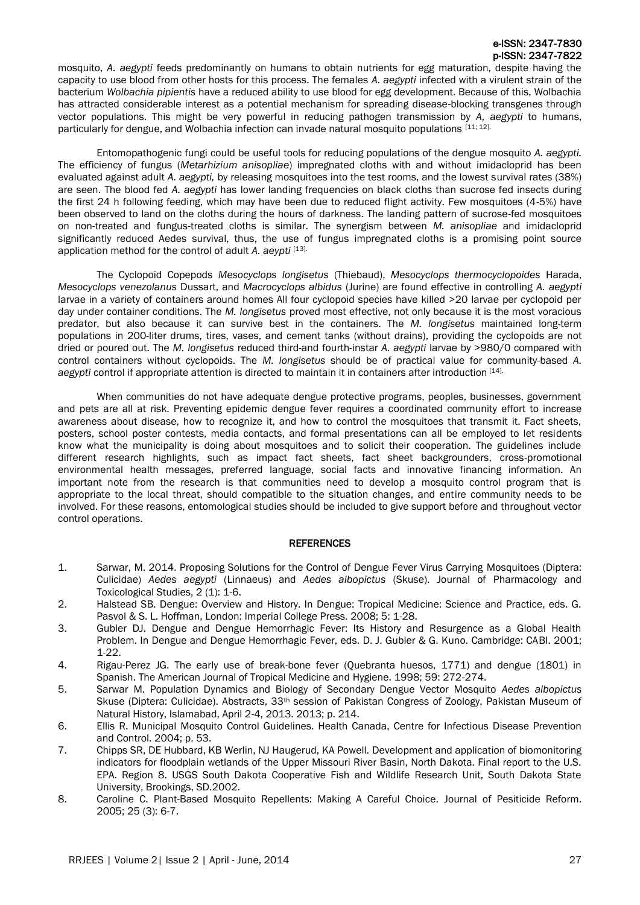mosquito, *A. aegypti* feeds predominantly on humans to obtain nutrients for egg maturation, despite having the capacity to use blood from other hosts for this process. The females *A. aegypti* infected with a virulent strain of the bacterium *Wolbachia pipientis* have a reduced ability to use blood for egg development. Because of this, Wolbachia has attracted considerable interest as a potential mechanism for spreading disease-blocking transgenes through vector populations. This might be very powerful in reducing pathogen transmission by *A, aegypti* to humans, particularly for dengue, and Wolbachia infection can invade natural mosquito populations [11; 12].

Entomopathogenic fungi could be useful tools for reducing populations of the dengue mosquito *A. aegypti.* The efficiency of fungus (*Metarhizium anisopliae*) impregnated cloths with and without imidacloprid has been evaluated against adult *A. aegypti,* by releasing mosquitoes into the test rooms, and the lowest survival rates (38%) are seen. The blood fed *A. aegypti* has lower landing frequencies on black cloths than sucrose fed insects during the first 24 h following feeding, which may have been due to reduced flight activity. Few mosquitoes (4-5%) have been observed to land on the cloths during the hours of darkness. The landing pattern of sucrose-fed mosquitoes on non-treated and fungus-treated cloths is similar. The synergism between *M. anisopliae* and imidacloprid significantly reduced Aedes survival, thus, the use of fungus impregnated cloths is a promising point source application method for the control of adult *A. aeypti* [13].

The Cyclopoid Copepods *Mesocyclops longisetus* (Thiebaud), *Mesocyclops thermocyclopoides* Harada, *Mesocyclops venezolanus* Dussart, and *Macrocyclops albidus* (Jurine) are found effective in controlling *A. aegypti* larvae in a variety of containers around homes All four cyclopoid species have killed >20 larvae per cyclopoid per day under container conditions. The *M. longisetus* proved most effective, not only because it is the most voracious predator, but also because it can survive best in the containers. The *M. longisetus* maintained long-term populations in 200-liter drums, tires, vases, and cement tanks (without drains), providing the cyclopoids are not dried or poured out. The *M. longisetus* reduced third-and fourth-instar *A. aegypti* larvae by >980/0 compared with control containers without cyclopoids. The *M. longisetus* should be of practical value for community-based *A. aegypti* control if appropriate attention is directed to maintain it in containers after introduction [14].

When communities do not have adequate dengue protective programs, peoples, businesses, government and pets are all at risk. Preventing epidemic dengue fever requires a coordinated community effort to increase awareness about disease, how to recognize it, and how to control the mosquitoes that transmit it. Fact sheets, posters, school poster contests, media contacts, and formal presentations can all be employed to let residents know what the municipality is doing about mosquitoes and to solicit their cooperation. The guidelines include different research highlights, such as impact fact sheets, fact sheet backgrounders, cross-promotional environmental health messages, preferred language, social facts and innovative financing information. An important note from the research is that communities need to develop a mosquito control program that is appropriate to the local threat, should compatible to the situation changes, and entire community needs to be involved. For these reasons, entomological studies should be included to give support before and throughout vector control operations.

## REFERENCES

1. Sarwar, M. 2014. Proposing Solutions for the Control of Dengue Fever Virus Carrying Mosquitoes (Diptera: Culicidae) *Aedes aegypti* (Linnaeus) and *Aedes albopictus* (Skuse). Journal of Pharmacology and Toxicological Studies, 2 (1): 1-6.
2. Halstead SB. Dengue: Overview and History. In Dengue: Tropical Medicine: Science and Practice, eds. G. Pasvol & S. L. Hoffman, London: Imperial College Press. 2008; 5: 1-28.
3. Gubler DJ. Dengue and Dengue Hemorrhagic Fever: Its History and Resurgence as a Global Health Problem. In Dengue and Dengue Hemorrhagic Fever, eds. D. J. Gubler & G. Kuno. Cambridge: CABI. 2001; 1-22.
4. Rigau-Perez JG. The early use of break-bone fever (Quebranta huesos, 1771) and dengue (1801) in Spanish. The American Journal of Tropical Medicine and Hygiene. 1998; 59: 272-274.
5. Sarwar M. Population Dynamics and Biology of Secondary Dengue Vector Mosquito *Aedes albopictus* Skuse (Diptera: Culicidae). Abstracts, 33th session of Pakistan Congress of Zoology, Pakistan Museum of Natural History, Islamabad, April 2-4, 2013. 2013; p. 214.
6. Ellis R. Municipal Mosquito Control Guidelines. Health Canada, Centre for Infectious Disease Prevention and Control. 2004; p. 53.
7. Chipps SR, DE Hubbard, KB Werlin, NJ Haugerud, KA Powell. Development and application of biomonitoring indicators for floodplain wetlands of the Upper Missouri River Basin, North Dakota. Final report to the U.S. EPA. Region 8. USGS South Dakota Cooperative Fish and Wildlife Research Unit, South Dakota State University, Brookings, SD.2002.
8. Caroline C. Plant-Based Mosquito Repellents: Making A Careful Choice. Journal of Pesiticide Reform. 2005; 25 (3): 6-7.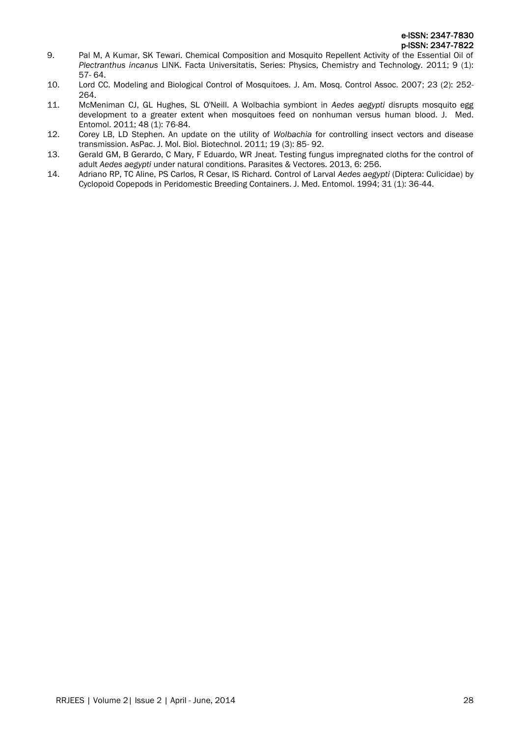9. Pal M, A Kumar, SK Tewari. Chemical Composition and Mosquito Repellent Activity of the Essential Oil of *Plectranthus incanus* LINK. Facta Universitatis, Series: Physics, Chemistry and Technology. 2011; 9 (1): 57- 64.
10. Lord CC. Modeling and Biological Control of Mosquitoes. J. Am. Mosq. Control Assoc. 2007; 23 (2): 252-264.
11. McMeniman CJ, GL Hughes, SL O'Neill. A Wolbachia symbiont in *Aedes aegypti* disrupts mosquito egg development to a greater extent when mosquitoes feed on nonhuman versus human blood. J. Med. Entomol. 2011; 48 (1): 76-84.
12. Corey LB, LD Stephen. An update on the utility of *Wolbachia* for controlling insect vectors and disease transmission. AsPac. J. Mol. Biol. Biotechnol. 2011; 19 (3): 85- 92.
13. Gerald GM, B Gerardo, C Mary, F Eduardo, WR Jneat. Testing fungus impregnated cloths for the control of adult *Aedes aegypti* under natural conditions. Parasites & Vectores. 2013, 6: 256.
14. Adriano RP, TC Aline, PS Carlos, R Cesar, IS Richard. Control of Larval *Aedes aegypti* (Diptera: Culicidae) by Cyclopoid Copepods in Peridomestic Breeding Containers. J. Med. Entomol. 1994; 31 (1): 36-44.